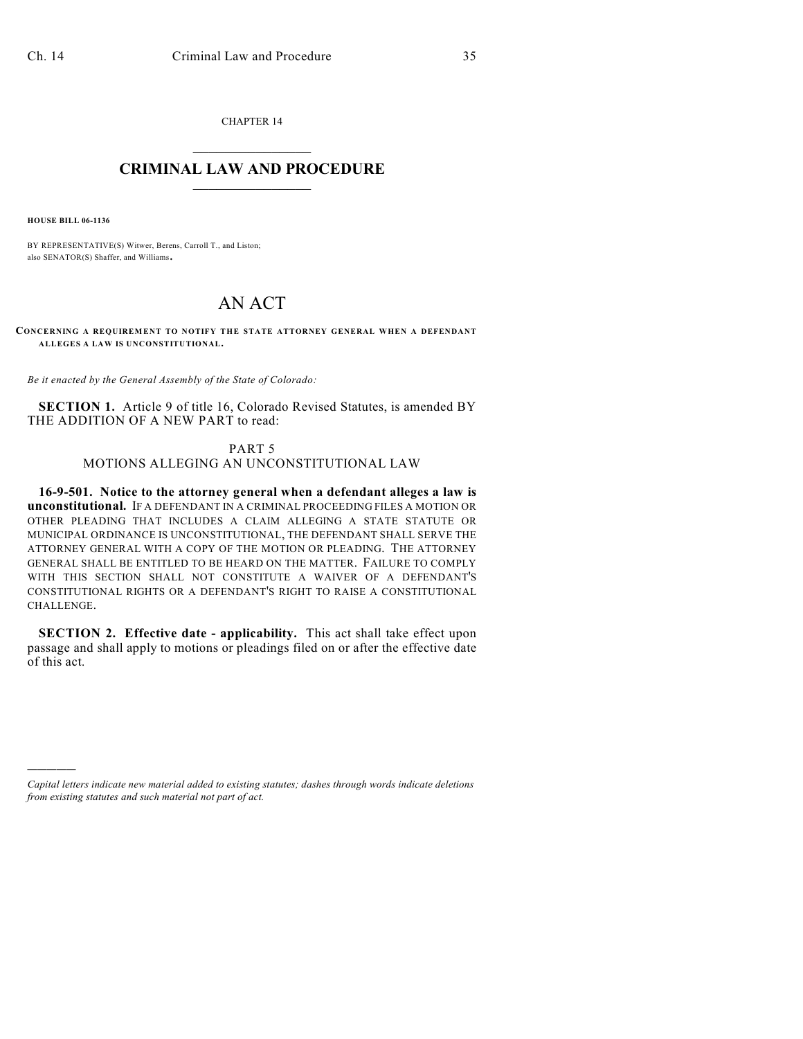CHAPTER 14

# CRIMINAL LAW AND PROCEDURE

**HOUSE BILL 06-1136**

BY REPRESENTATIVE(S) Witwer, Berens, Carroll T., and Liston; also SENATOR(S) Shaffer, and Williams.

# AN ACT

**CONCERNING A REQUIREMENT TO NOTIFY THE STATE ATTORNEY GENERAL WHEN A DEFENDANT ALLEGES A LAW IS UNCONSTITUTIONAL.**

*Be it enacted by the General Assembly of the State of Colorado:*

**SECTION 1.** Article 9 of title 16, Colorado Revised Statutes, is amended BY THE ADDITION OF A NEW PART to read:

PART 5
MOTIONS ALLEGING AN UNCONSTITUTIONAL LAW

**16-9-501. Notice to the attorney general when a defendant alleges a law is unconstitutional.** IF A DEFENDANT IN A CRIMINAL PROCEEDING FILES A MOTION OR OTHER PLEADING THAT INCLUDES A CLAIM ALLEGING A STATE STATUTE OR MUNICIPAL ORDINANCE IS UNCONSTITUTIONAL, THE DEFENDANT SHALL SERVE THE ATTORNEY GENERAL WITH A COPY OF THE MOTION OR PLEADING. THE ATTORNEY GENERAL SHALL BE ENTITLED TO BE HEARD ON THE MATTER. FAILURE TO COMPLY WITH THIS SECTION SHALL NOT CONSTITUTE A WAIVER OF A DEFENDANT'S CONSTITUTIONAL RIGHTS OR A DEFENDANT'S RIGHT TO RAISE A CONSTITUTIONAL CHALLENGE.

**SECTION 2. Effective date - applicability.** This act shall take effect upon passage and shall apply to motions or pleadings filed on or after the effective date of this act.

---

*Capital letters indicate new material added to existing statutes; dashes through words indicate deletions from existing statutes and such material not part of act.*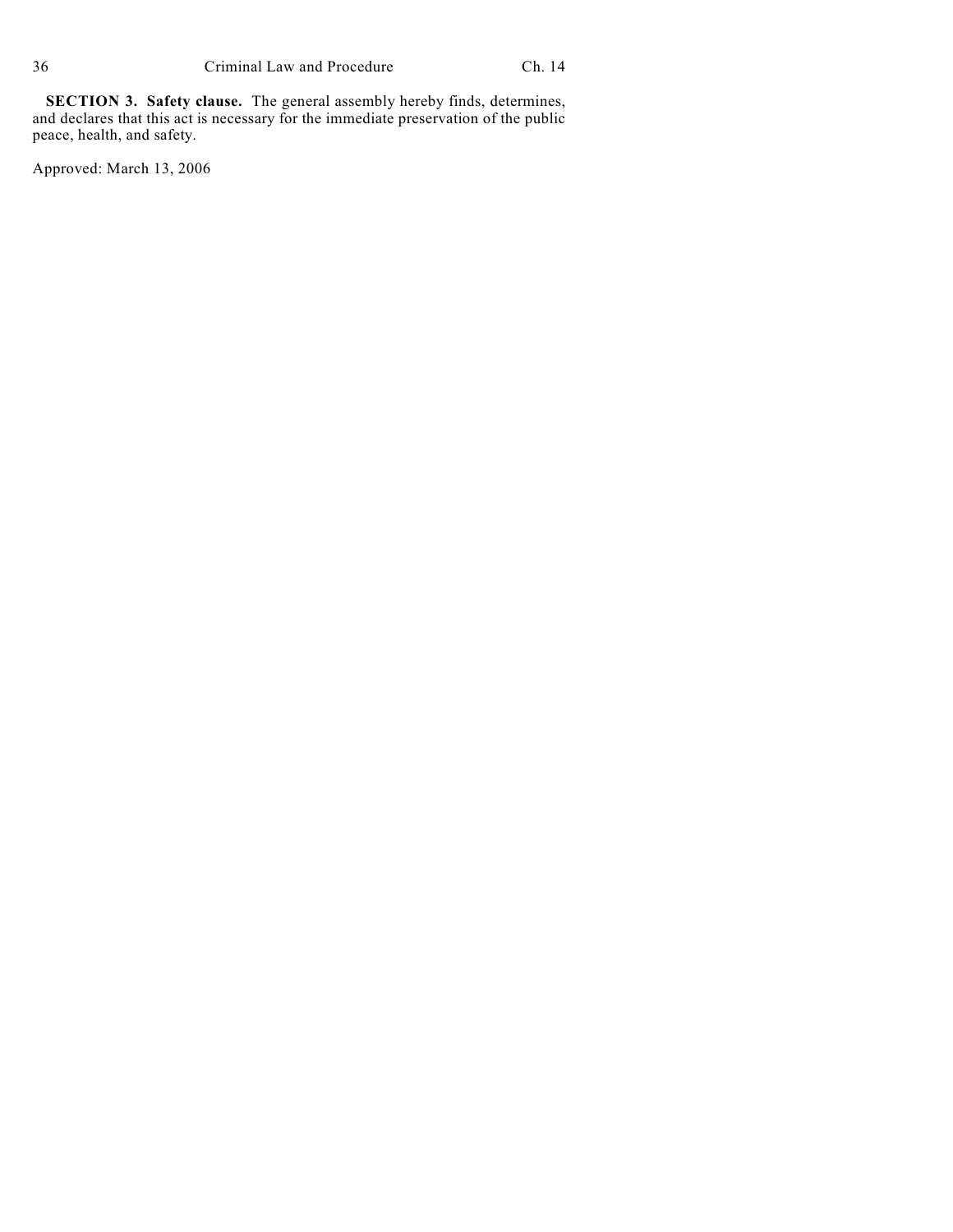**SECTION 3. Safety clause.** The general assembly hereby finds, determines, and declares that this act is necessary for the immediate preservation of the public peace, health, and safety.

Approved: March 13, 2006